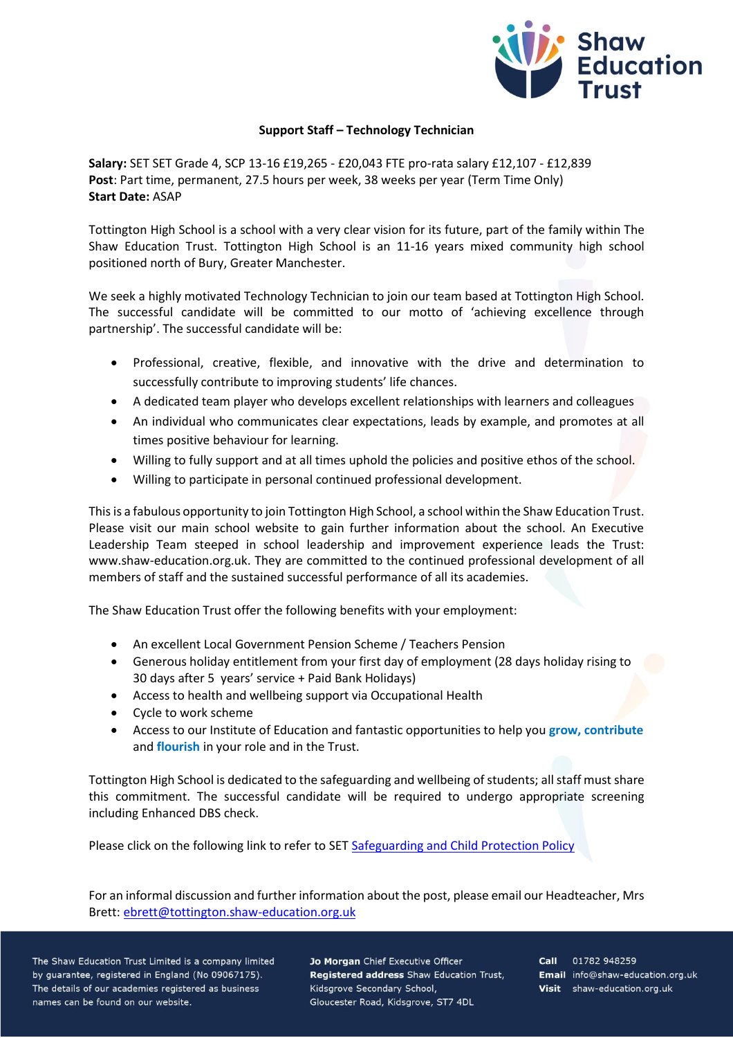## Support Staff – Technology Technician

**Salary:** SET SET Grade 4, SCP 13-16 £19,265 - £20,043 FTE pro-rata salary £12,107 - £12,839
**Post**: Part time, permanent, 27.5 hours per week, 38 weeks per year (Term Time Only)
**Start Date:** ASAP

Tottington High School is a school with a very clear vision for its future, part of the family within The Shaw Education Trust. Tottington High School is an 11-16 years mixed community high school positioned north of Bury, Greater Manchester.

We seek a highly motivated Technology Technician to join our team based at Tottington High School. The successful candidate will be committed to our motto of 'achieving excellence through partnership'. The successful candidate will be:

- Professional, creative, flexible, and innovative with the drive and determination to successfully contribute to improving students' life chances.
- A dedicated team player who develops excellent relationships with learners and colleagues
- An individual who communicates clear expectations, leads by example, and promotes at all times positive behaviour for learning.
- Willing to fully support and at all times uphold the policies and positive ethos of the school.
- Willing to participate in personal continued professional development.

This is a fabulous opportunity to join Tottington High School, a school within the Shaw Education Trust. Please visit our main school website to gain further information about the school. An Executive Leadership Team steeped in school leadership and improvement experience leads the Trust: www.shaw-education.org.uk. They are committed to the continued professional development of all members of staff and the sustained successful performance of all its academies.

The Shaw Education Trust offer the following benefits with your employment:

- An excellent Local Government Pension Scheme / Teachers Pension
- Generous holiday entitlement from your first day of employment (28 days holiday rising to 30 days after 5 years' service + Paid Bank Holidays)
- Access to health and wellbeing support via Occupational Health
- Cycle to work scheme
- Access to our Institute of Education and fantastic opportunities to help you **grow, contribute** and **flourish** in your role and in the Trust.

Tottington High School is dedicated to the safeguarding and wellbeing of students; all staff must share this commitment. The successful candidate will be required to undergo appropriate screening including Enhanced DBS check.

Please click on the following link to refer to SET [Safeguarding and Child Protection Policy]

For an informal discussion and further information about the post, please email our Headteacher, Mrs Brett: ebrett@tottington.shaw-education.org.uk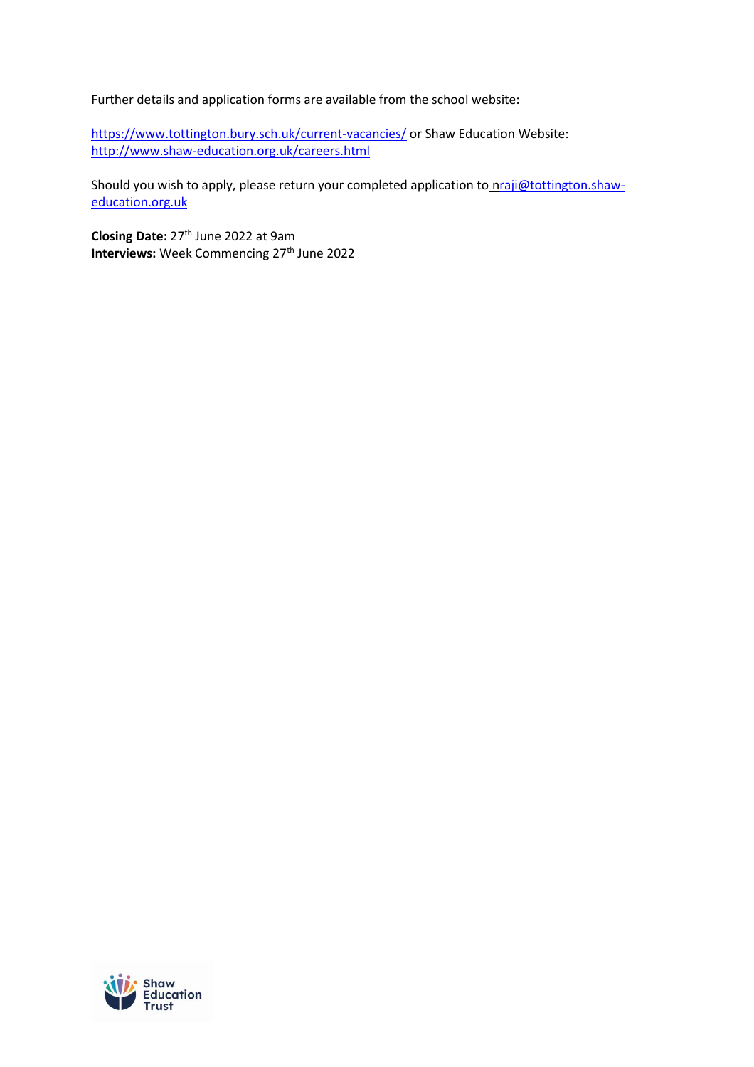Further details and application forms are available from the school website:

https://www.tottington.bury.sch.uk/current-vacancies/ or Shaw Education Website: http://www.shaw-education.org.uk/careers.html

Should you wish to apply, please return your completed application to nraji@tottington.shaw-education.org.uk

**Closing Date:** 27th June 2022 at 9am
**Interviews:** Week Commencing 27th June 2022

Shaw Education Trust